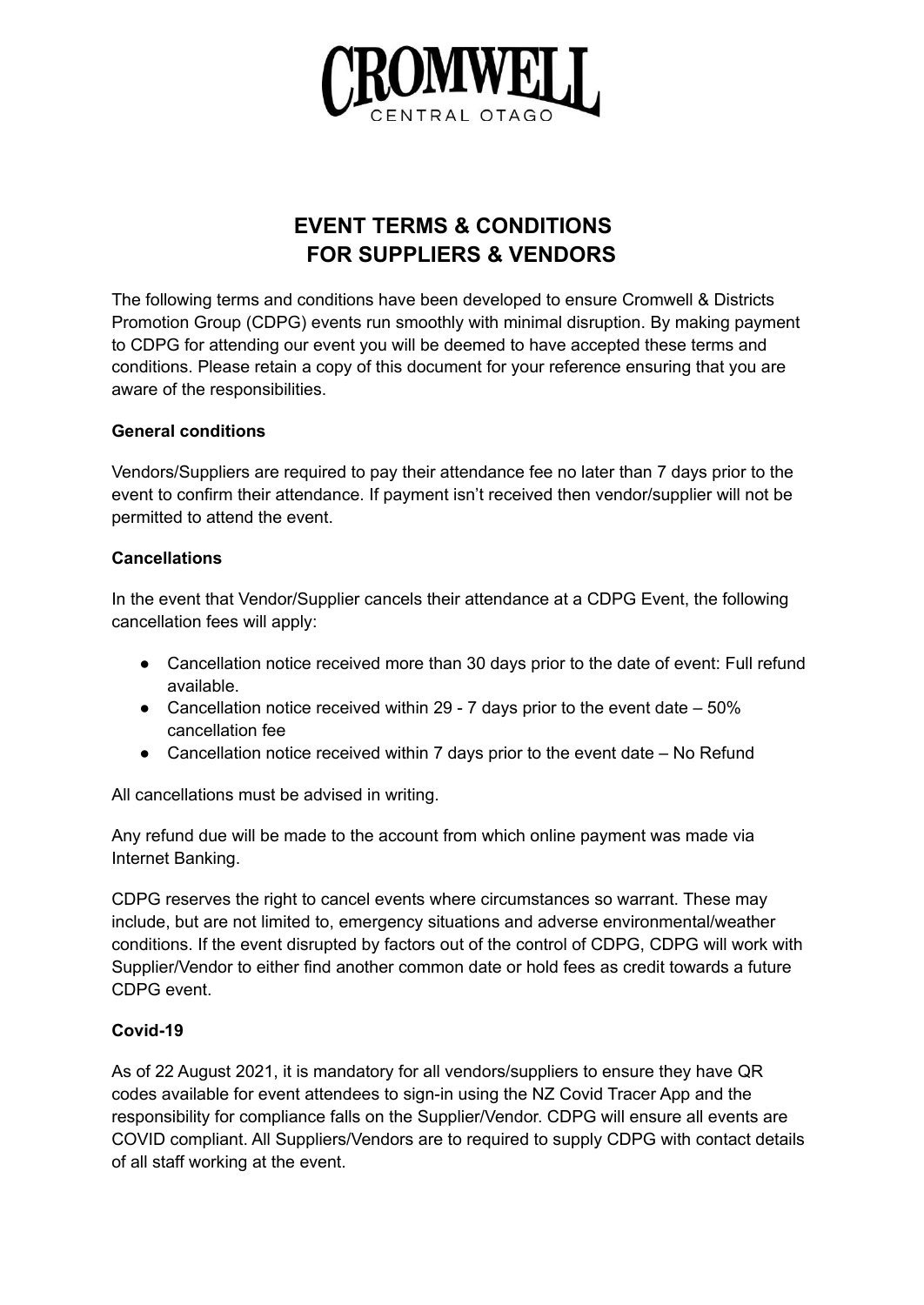CROMWELL
CENTRAL OTAGO

# EVENT TERMS & CONDITIONS FOR SUPPLIERS & VENDORS

The following terms and conditions have been developed to ensure Cromwell & Districts Promotion Group (CDPG) events run smoothly with minimal disruption. By making payment to CDPG for attending our event you will be deemed to have accepted these terms and conditions. Please retain a copy of this document for your reference ensuring that you are aware of the responsibilities.

**General conditions**

Vendors/Suppliers are required to pay their attendance fee no later than 7 days prior to the event to confirm their attendance. If payment isn't received then vendor/supplier will not be permitted to attend the event.

**Cancellations**

In the event that Vendor/Supplier cancels their attendance at a CDPG Event, the following cancellation fees will apply:

- Cancellation notice received more than 30 days prior to the date of event: Full refund available.
- Cancellation notice received within 29 - 7 days prior to the event date – 50% cancellation fee
- Cancellation notice received within 7 days prior to the event date – No Refund

All cancellations must be advised in writing.

Any refund due will be made to the account from which online payment was made via Internet Banking.

CDPG reserves the right to cancel events where circumstances so warrant. These may include, but are not limited to, emergency situations and adverse environmental/weather conditions. If the event disrupted by factors out of the control of CDPG, CDPG will work with Supplier/Vendor to either find another common date or hold fees as credit towards a future CDPG event.

**Covid-19**

As of 22 August 2021, it is mandatory for all vendors/suppliers to ensure they have QR codes available for event attendees to sign-in using the NZ Covid Tracer App and the responsibility for compliance falls on the Supplier/Vendor. CDPG will ensure all events are COVID compliant. All Suppliers/Vendors are to required to supply CDPG with contact details of all staff working at the event.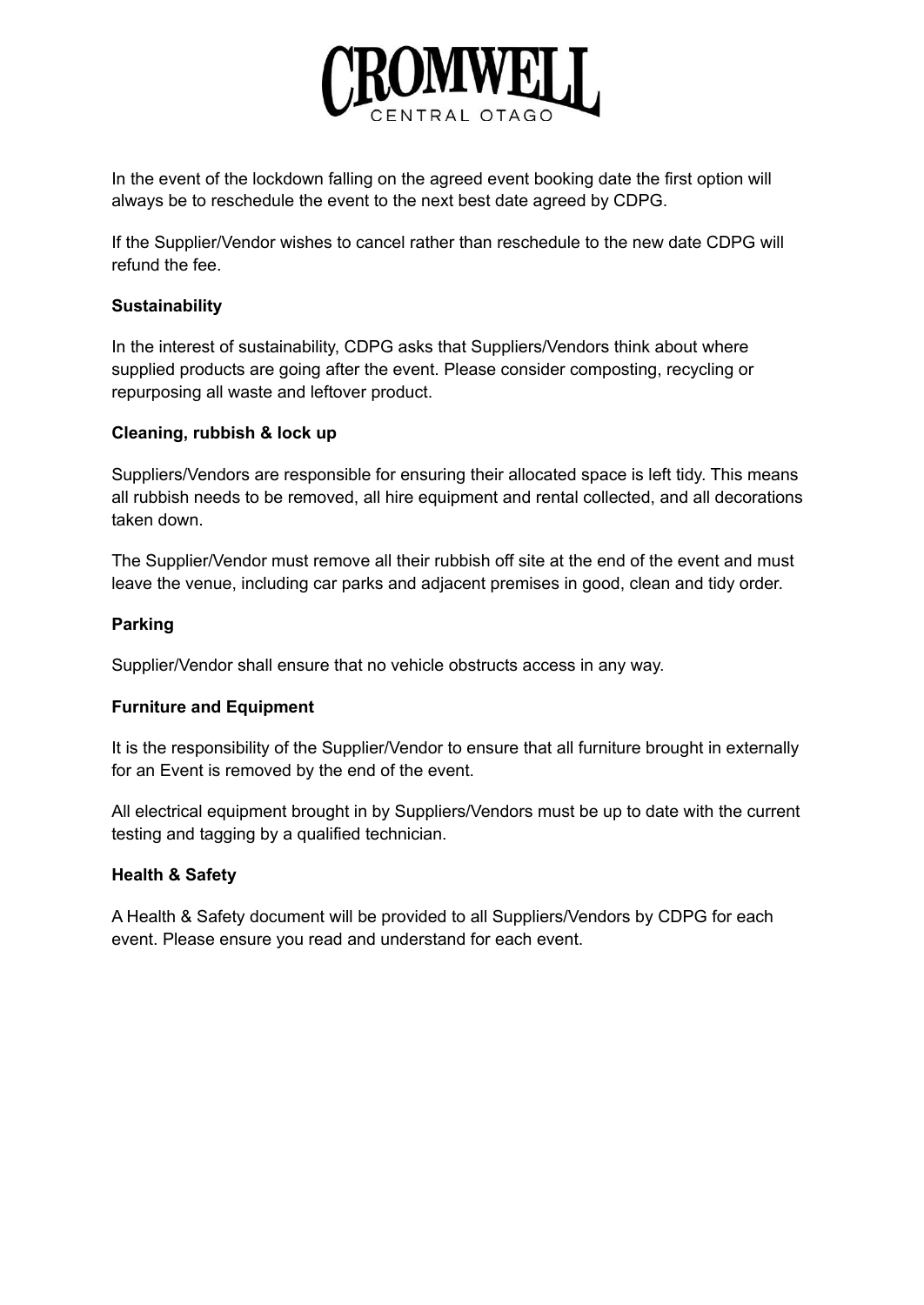In the event of the lockdown falling on the agreed event booking date the first option will always be to reschedule the event to the next best date agreed by CDPG.

If the Supplier/Vendor wishes to cancel rather than reschedule to the new date CDPG will refund the fee.

**Sustainability**

In the interest of sustainability, CDPG asks that Suppliers/Vendors think about where supplied products are going after the event. Please consider composting, recycling or repurposing all waste and leftover product.

**Cleaning, rubbish & lock up**

Suppliers/Vendors are responsible for ensuring their allocated space is left tidy. This means all rubbish needs to be removed, all hire equipment and rental collected, and all decorations taken down.

The Supplier/Vendor must remove all their rubbish off site at the end of the event and must leave the venue, including car parks and adjacent premises in good, clean and tidy order.

**Parking**

Supplier/Vendor shall ensure that no vehicle obstructs access in any way.

**Furniture and Equipment**

It is the responsibility of the Supplier/Vendor to ensure that all furniture brought in externally for an Event is removed by the end of the event.

All electrical equipment brought in by Suppliers/Vendors must be up to date with the current testing and tagging by a qualified technician.

**Health & Safety**

A Health & Safety document will be provided to all Suppliers/Vendors by CDPG for each event. Please ensure you read and understand for each event.